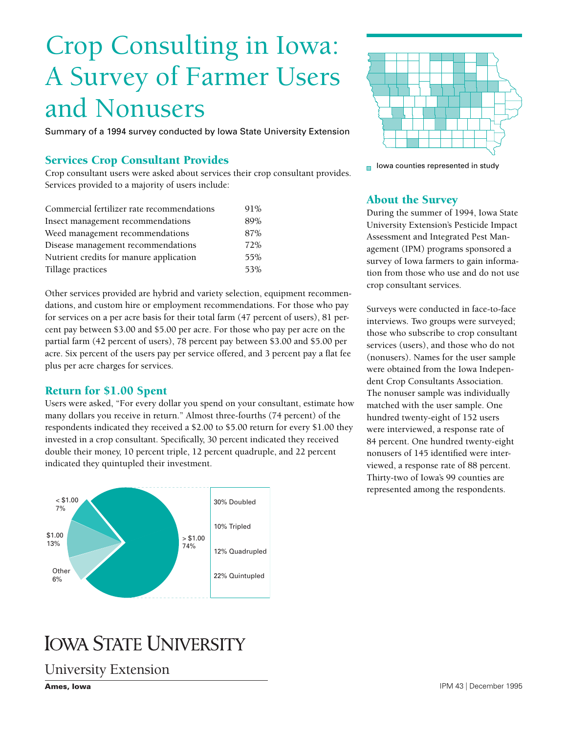# Crop Consulting in Iowa: A Survey of Farmer Users and Nonusers

Summary of a 1994 survey conducted by Iowa State University Extension

## Services Crop Consultant Provides

Crop consultant users were asked about services their crop consultant provides. Services provided to a majority of users include:

| | |
|---|---|
| Commercial fertilizer rate recommendations | 91% |
| Insect management recommendations | 89% |
| Weed management recommendations | 87% |
| Disease management recommendations | 72% |
| Nutrient credits for manure application | 55% |
| Tillage practices | 53% |

Other services provided are hybrid and variety selection, equipment recommendations, and custom hire or employment recommendations. For those who pay for services on a per acre basis for their total farm (47 percent of users), 81 percent pay between $3.00 and $5.00 per acre. For those who pay per acre on the partial farm (42 percent of users), 78 percent pay between $3.00 and $5.00 per acre. Six percent of the users pay per service offered, and 3 percent pay a flat fee plus per acre charges for services.

## Return for $1.00 Spent

Users were asked, "For every dollar you spend on your consultant, estimate how many dollars you receive in return." Almost three-fourths (74 percent) of the respondents indicated they received a $2.00 to $5.00 return for every $1.00 they invested in a crop consultant. Specifically, 30 percent indicated they received double their money, 10 percent triple, 12 percent quadruple, and 22 percent indicated they quintupled their investment.

| Return | Percent |
|---|---|
| < $1.00 | 7% |
| $1.00 | 13% |
| Other | 6% |
| > $1.00 | 74% |

| > $1.00 breakdown | |
|---|---|
| Doubled | 30% |
| Tripled | 10% |
| Quadrupled | 12% |
| Quintupled | 22% |

Iowa counties represented in study

## About the Survey

During the summer of 1994, Iowa State University Extension's Pesticide Impact Assessment and Integrated Pest Management (IPM) programs sponsored a survey of Iowa farmers to gain information from those who use and do not use crop consultant services.

Surveys were conducted in face-to-face interviews. Two groups were surveyed; those who subscribe to crop consultant services (users), and those who do not (nonusers). Names for the user sample were obtained from the Iowa Independent Crop Consultants Association. The nonuser sample was individually matched with the user sample. One hundred twenty-eight of 152 users were interviewed, a response rate of 84 percent. One hundred twenty-eight nonusers of 145 identified were interviewed, a response rate of 88 percent. Thirty-two of Iowa's 99 counties are represented among the respondents.

**IOWA STATE UNIVERSITY**

University Extension

**Ames, Iowa**

IPM 43 | December 1995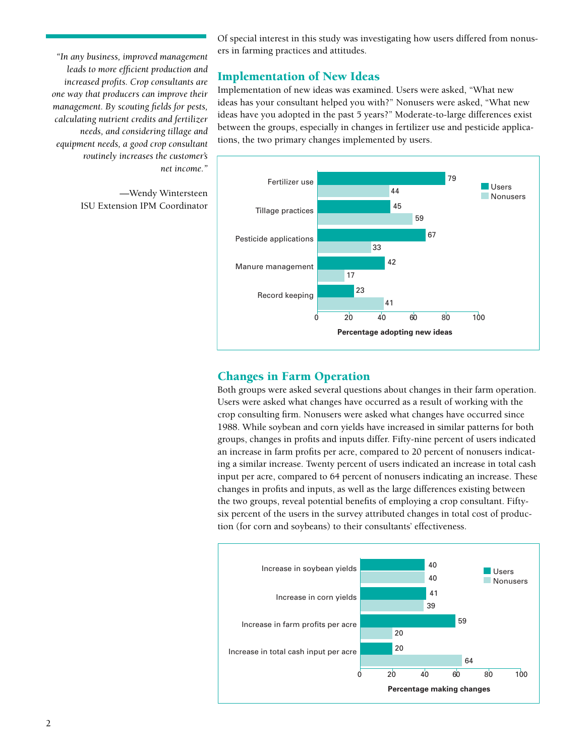> *"In any business, improved management leads to more efficient production and increased profits. Crop consultants are one way that producers can improve their management. By scouting fields for pests, calculating nutrient credits and fertilizer needs, and considering tillage and equipment needs, a good crop consultant routinely increases the customer's net income."*
>
> —Wendy Wintersteen
> ISU Extension IPM Coordinator

Of special interest in this study was investigating how users differed from nonusers in farming practices and attitudes.

## Implementation of New Ideas

Implementation of new ideas was examined. Users were asked, "What new ideas has your consultant helped you with?" Nonusers were asked, "What new ideas have you adopted in the past 5 years?" Moderate-to-large differences exist between the groups, especially in changes in fertilizer use and pesticide applications, the two primary changes implemented by users.

| Percentage adopting new ideas | Users | Nonusers |
|---|---|---|
| Fertilizer use | 79 | 44 |
| Tillage practices | 45 | 59 |
| Pesticide applications | 67 | 33 |
| Manure management | 42 | 17 |
| Record keeping | 23 | 41 |

## Changes in Farm Operation

Both groups were asked several questions about changes in their farm operation. Users were asked what changes have occurred as a result of working with the crop consulting firm. Nonusers were asked what changes have occurred since 1988. While soybean and corn yields have increased in similar patterns for both groups, changes in profits and inputs differ. Fifty-nine percent of users indicated an increase in farm profits per acre, compared to 20 percent of nonusers indicating a similar increase. Twenty percent of users indicated an increase in total cash input per acre, compared to 64 percent of nonusers indicating an increase. These changes in profits and inputs, as well as the large differences existing between the two groups, reveal potential benefits of employing a crop consultant. Fifty-six percent of the users in the survey attributed changes in total cost of production (for corn and soybeans) to their consultants' effectiveness.

| Percentage making changes | Users | Nonusers |
|---|---|---|
| Increase in soybean yields | 40 | 40 |
| Increase in corn yields | 41 | 39 |
| Increase in farm profits per acre | 59 | 20 |
| Increase in total cash input per acre | 20 | 64 |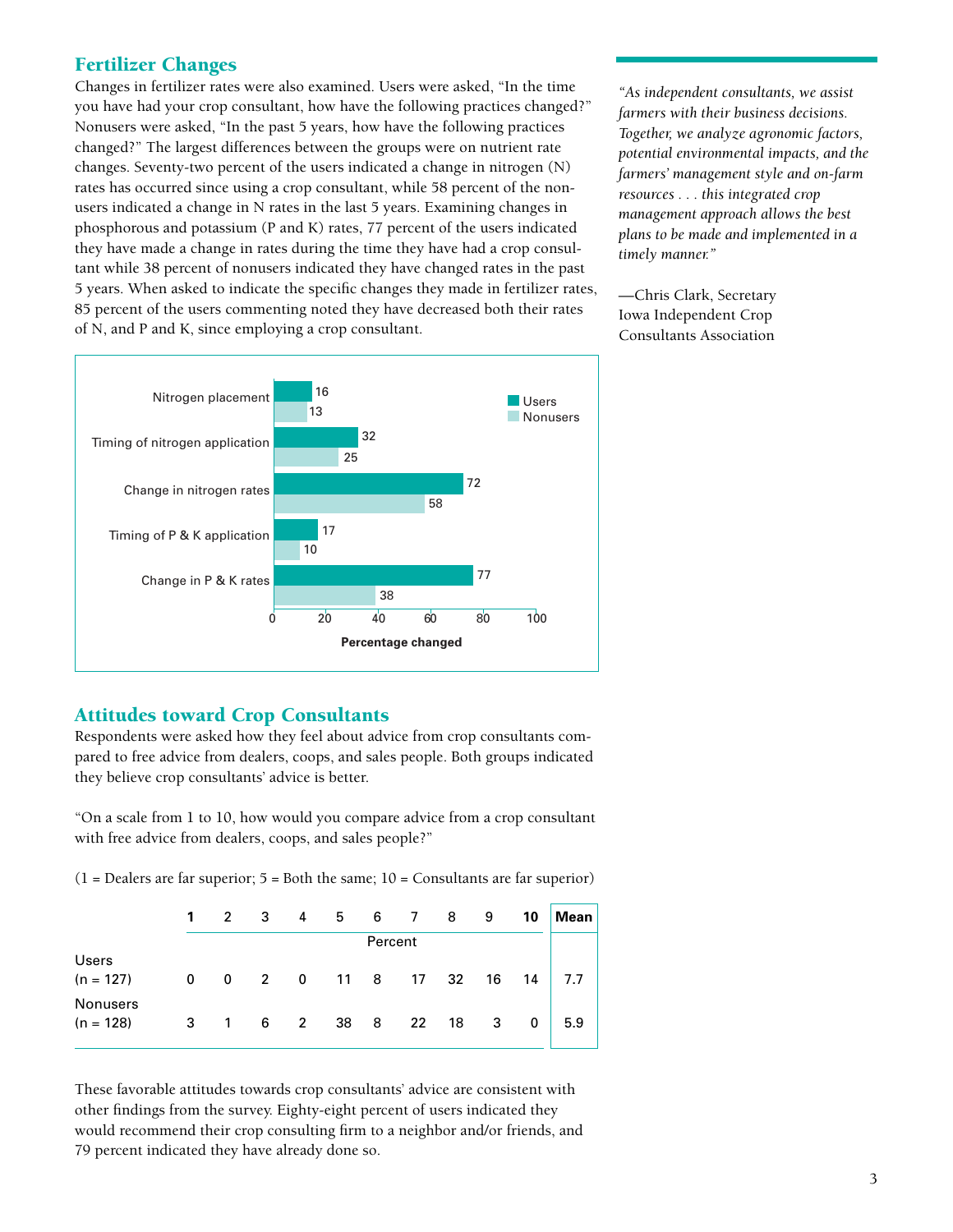## Fertilizer Changes

Changes in fertilizer rates were also examined. Users were asked, "In the time you have had your crop consultant, how have the following practices changed?" Nonusers were asked, "In the past 5 years, how have the following practices changed?" The largest differences between the groups were on nutrient rate changes. Seventy-two percent of the users indicated a change in nitrogen (N) rates has occurred since using a crop consultant, while 58 percent of the nonusers indicated a change in N rates in the last 5 years. Examining changes in phosphorous and potassium (P and K) rates, 77 percent of the users indicated they have made a change in rates during the time they have had a crop consultant while 38 percent of nonusers indicated they have changed rates in the past 5 years. When asked to indicate the specific changes they made in fertilizer rates, 85 percent of the users commenting noted they have decreased both their rates of N, and P and K, since employing a crop consultant.

| Practice | Users | Nonusers |
|---|---|---|
| Nitrogen placement | 16 | 13 |
| Timing of nitrogen application | 32 | 25 |
| Change in nitrogen rates | 72 | 58 |
| Timing of P & K application | 17 | 10 |
| Change in P & K rates | 77 | 38 |

Percentage changed

*"As independent consultants, we assist farmers with their business decisions. Together, we analyze agronomic factors, potential environmental impacts, and the farmers' management style and on-farm resources . . . this integrated crop management approach allows the best plans to be made and implemented in a timely manner."*

—Chris Clark, Secretary
Iowa Independent Crop Consultants Association

## Attitudes toward Crop Consultants

Respondents were asked how they feel about advice from crop consultants compared to free advice from dealers, coops, and sales people. Both groups indicated they believe crop consultants' advice is better.

"On a scale from 1 to 10, how would you compare advice from a crop consultant with free advice from dealers, coops, and sales people?"

(1 = Dealers are far superior; 5 = Both the same; 10 = Consultants are far superior)

| | 1 | 2 | 3 | 4 | 5 | 6 | 7 | 8 | 9 | 10 | Mean |
|---|---|---|---|---|---|---|---|---|---|---|---|
| | Percent | | | | | | | | | | |
| Users (n = 127) | 0 | 0 | 2 | 0 | 11 | 8 | 17 | 32 | 16 | 14 | 7.7 |
| Nonusers (n = 128) | 3 | 1 | 6 | 2 | 38 | 8 | 22 | 18 | 3 | 0 | 5.9 |

These favorable attitudes towards crop consultants' advice are consistent with other findings from the survey. Eighty-eight percent of users indicated they would recommend their crop consulting firm to a neighbor and/or friends, and 79 percent indicated they have already done so.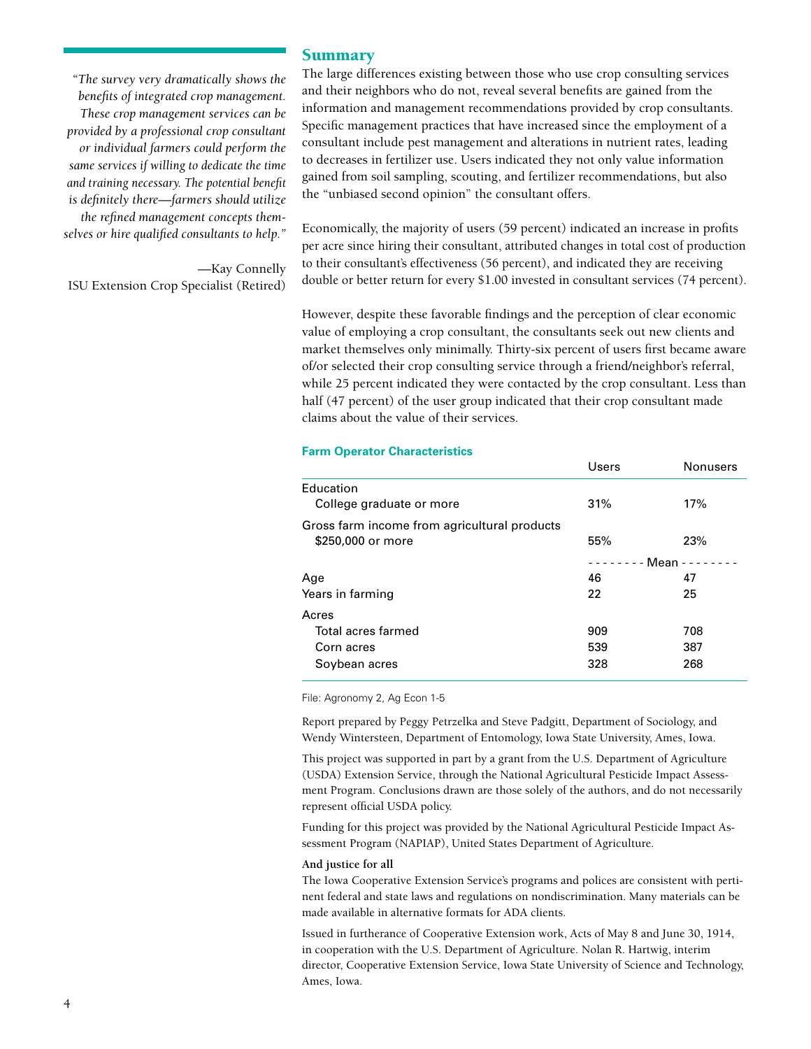*"The survey very dramatically shows the benefits of integrated crop management. These crop management services can be provided by a professional crop consultant or individual farmers could perform the same services if willing to dedicate the time and training necessary. The potential benefit is definitely there—farmers should utilize the refined management concepts themselves or hire qualified consultants to help."*

—Kay Connelly
ISU Extension Crop Specialist (Retired)

## Summary

The large differences existing between those who use crop consulting services and their neighbors who do not, reveal several benefits are gained from the information and management recommendations provided by crop consultants. Specific management practices that have increased since the employment of a consultant include pest management and alterations in nutrient rates, leading to decreases in fertilizer use. Users indicated they not only value information gained from soil sampling, scouting, and fertilizer recommendations, but also the "unbiased second opinion" the consultant offers.

Economically, the majority of users (59 percent) indicated an increase in profits per acre since hiring their consultant, attributed changes in total cost of production to their consultant's effectiveness (56 percent), and indicated they are receiving double or better return for every $1.00 invested in consultant services (74 percent).

However, despite these favorable findings and the perception of clear economic value of employing a crop consultant, the consultants seek out new clients and market themselves only minimally. Thirty-six percent of users first became aware of/or selected their crop consulting service through a friend/neighbor's referral, while 25 percent indicated they were contacted by the crop consultant. Less than half (47 percent) of the user group indicated that their crop consultant made claims about the value of their services.

### Farm Operator Characteristics

| | Users | Nonusers |
|---|---|---|
| Education | | |
| College graduate or more | 31% | 17% |
| Gross farm income from agricultural products | | |
| $250,000 or more | 55% | 23% |
| | -------- Mean -------- | |
| Age | 46 | 47 |
| Years in farming | 22 | 25 |
| Acres | | |
| Total acres farmed | 909 | 708 |
| Corn acres | 539 | 387 |
| Soybean acres | 328 | 268 |

File: Agronomy 2, Ag Econ 1-5

Report prepared by Peggy Petrzelka and Steve Padgitt, Department of Sociology, and Wendy Wintersteen, Department of Entomology, Iowa State University, Ames, Iowa.

This project was supported in part by a grant from the U.S. Department of Agriculture (USDA) Extension Service, through the National Agricultural Pesticide Impact Assessment Program. Conclusions drawn are those solely of the authors, and do not necessarily represent official USDA policy.

Funding for this project was provided by the National Agricultural Pesticide Impact Assessment Program (NAPIAP), United States Department of Agriculture.

**And justice for all**
The Iowa Cooperative Extension Service's programs and polices are consistent with pertinent federal and state laws and regulations on nondiscrimination. Many materials can be made available in alternative formats for ADA clients.

Issued in furtherance of Cooperative Extension work, Acts of May 8 and June 30, 1914, in cooperation with the U.S. Department of Agriculture. Nolan R. Hartwig, interim director, Cooperative Extension Service, Iowa State University of Science and Technology, Ames, Iowa.